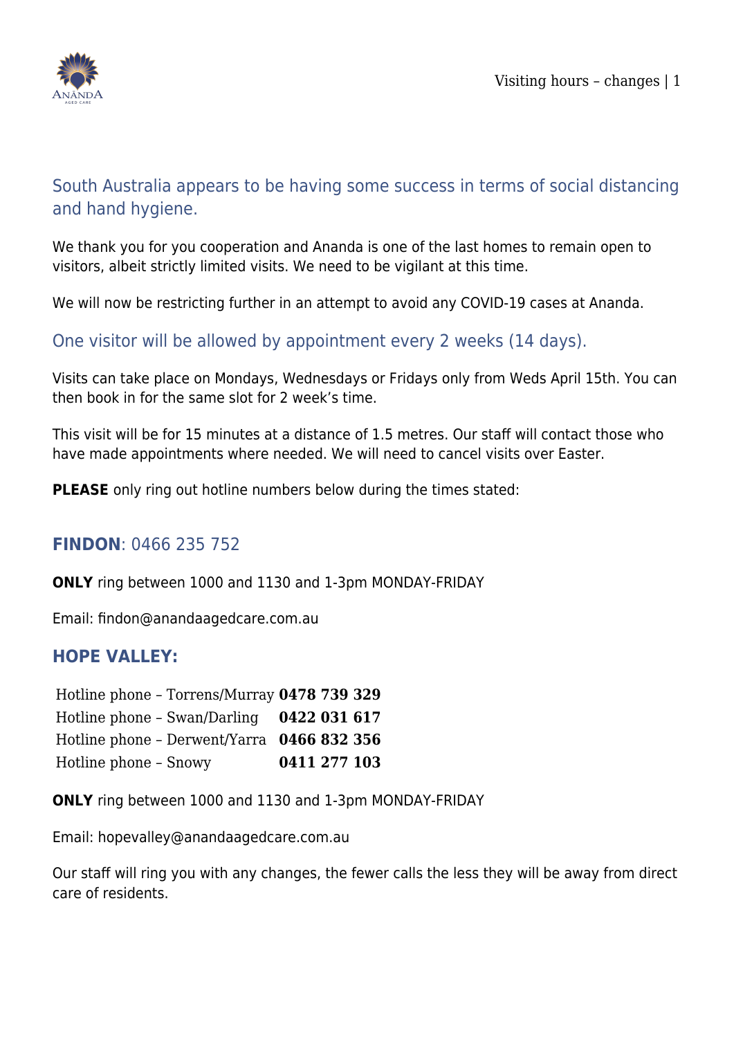## South Australia appears to be having some success in terms of social distancing and hand hygiene.

We thank you for you cooperation and Ananda is one of the last homes to remain open to visitors, albeit strictly limited visits. We need to be vigilant at this time.

We will now be restricting further in an attempt to avoid any COVID-19 cases at Ananda.

## One visitor will be allowed by appointment every 2 weeks (14 days).

Visits can take place on Mondays, Wednesdays or Fridays only from Weds April 15th. You can then book in for the same slot for 2 week's time.

This visit will be for 15 minutes at a distance of 1.5 metres. Our staff will contact those who have made appointments where needed. We will need to cancel visits over Easter.

**PLEASE** only ring out hotline numbers below during the times stated:

### **FINDON**: 0466 235 752

**ONLY** ring between 1000 and 1130 and 1-3pm MONDAY-FRIDAY

Email: findon@anandaagedcare.com.au

### **HOPE VALLEY:**

| | |
|---|---|
| Hotline phone – Torrens/Murray | **0478 739 329** |
| Hotline phone – Swan/Darling | **0422 031 617** |
| Hotline phone – Derwent/Yarra | **0466 832 356** |
| Hotline phone – Snowy | **0411 277 103** |

**ONLY** ring between 1000 and 1130 and 1-3pm MONDAY-FRIDAY

Email: hopevalley@anandaagedcare.com.au

Our staff will ring you with any changes, the fewer calls the less they will be away from direct care of residents.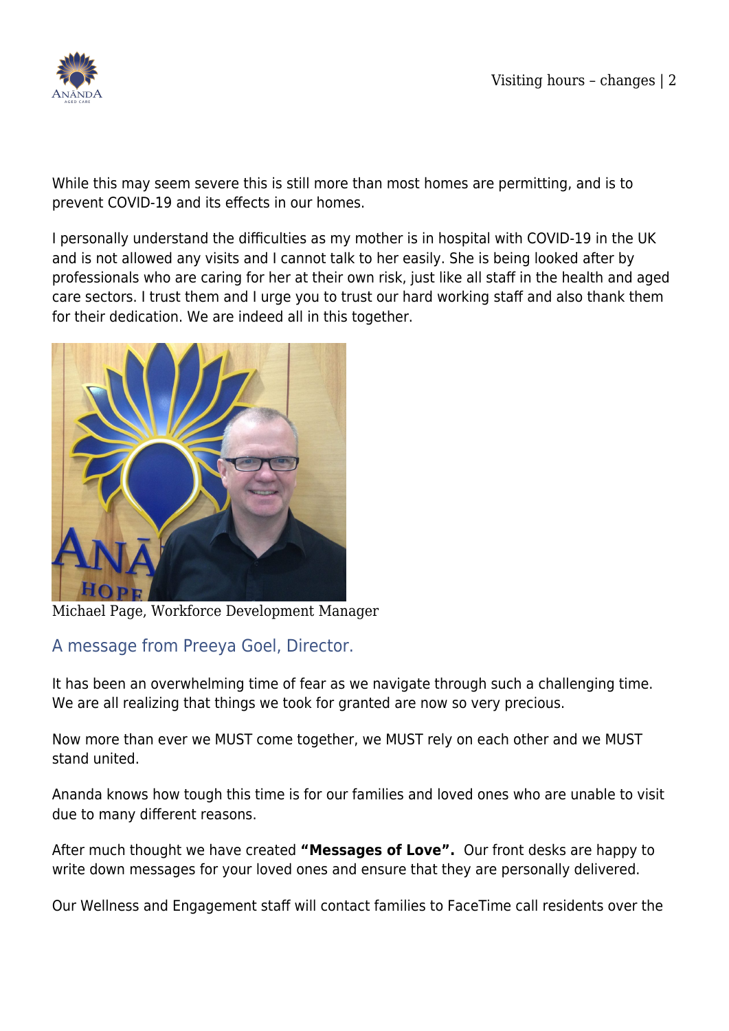While this may seem severe this is still more than most homes are permitting, and is to prevent COVID-19 and its effects in our homes.

I personally understand the difficulties as my mother is in hospital with COVID-19 in the UK and is not allowed any visits and I cannot talk to her easily. She is being looked after by professionals who are caring for her at their own risk, just like all staff in the health and aged care sectors. I trust them and I urge you to trust our hard working staff and also thank them for their dedication. We are indeed all in this together.

Michael Page, Workforce Development Manager

## A message from Preeya Goel, Director.

It has been an overwhelming time of fear as we navigate through such a challenging time. We are all realizing that things we took for granted are now so very precious.

Now more than ever we MUST come together, we MUST rely on each other and we MUST stand united.

Ananda knows how tough this time is for our families and loved ones who are unable to visit due to many different reasons.

After much thought we have created **"Messages of Love".** Our front desks are happy to write down messages for your loved ones and ensure that they are personally delivered.

Our Wellness and Engagement staff will contact families to FaceTime call residents over the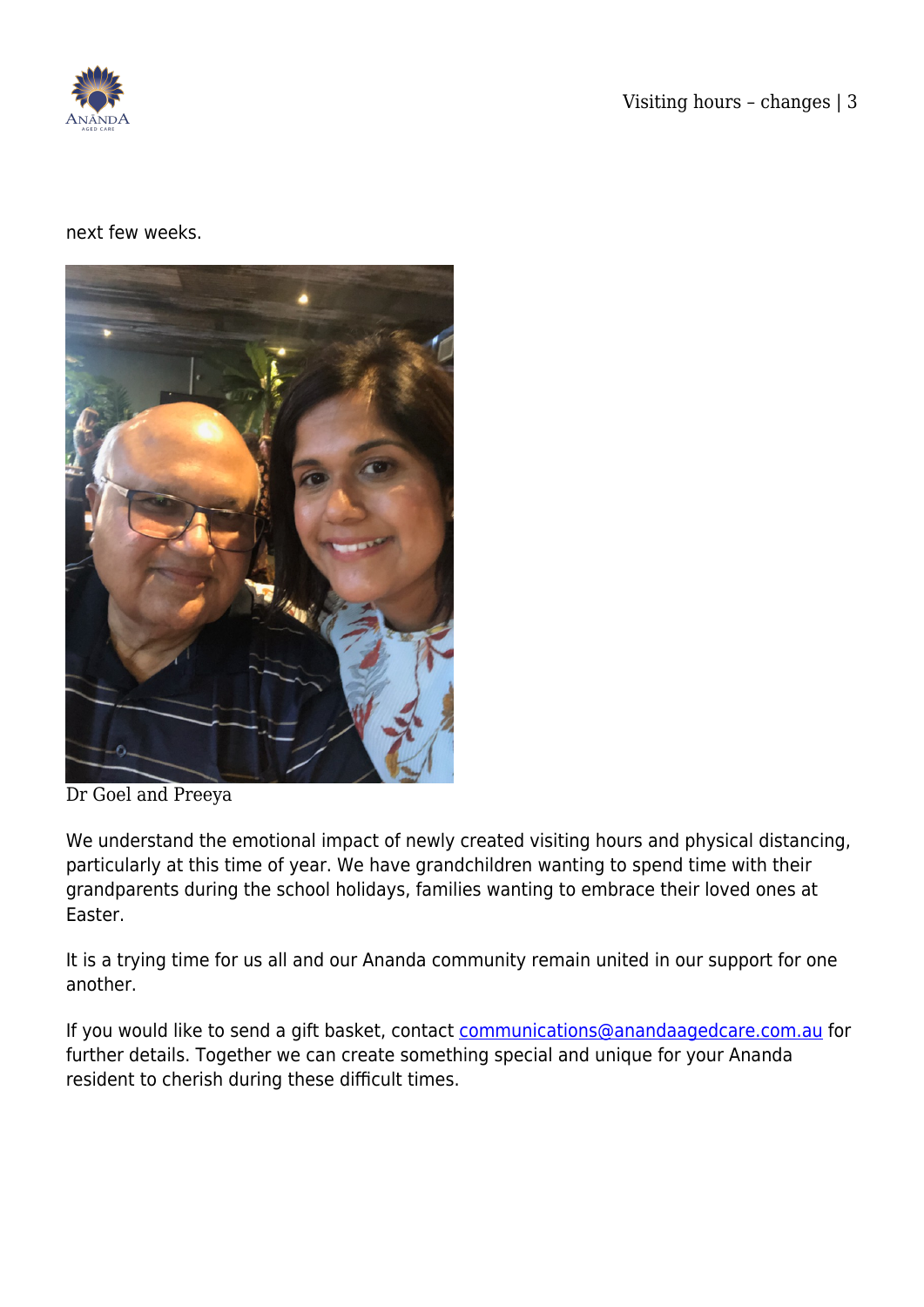next few weeks.

Dr Goel and Preeya

We understand the emotional impact of newly created visiting hours and physical distancing, particularly at this time of year. We have grandchildren wanting to spend time with their grandparents during the school holidays, families wanting to embrace their loved ones at Easter.

It is a trying time for us all and our Ananda community remain united in our support for one another.

If you would like to send a gift basket, contact communications@anandaagedcare.com.au for further details. Together we can create something special and unique for your Ananda resident to cherish during these difficult times.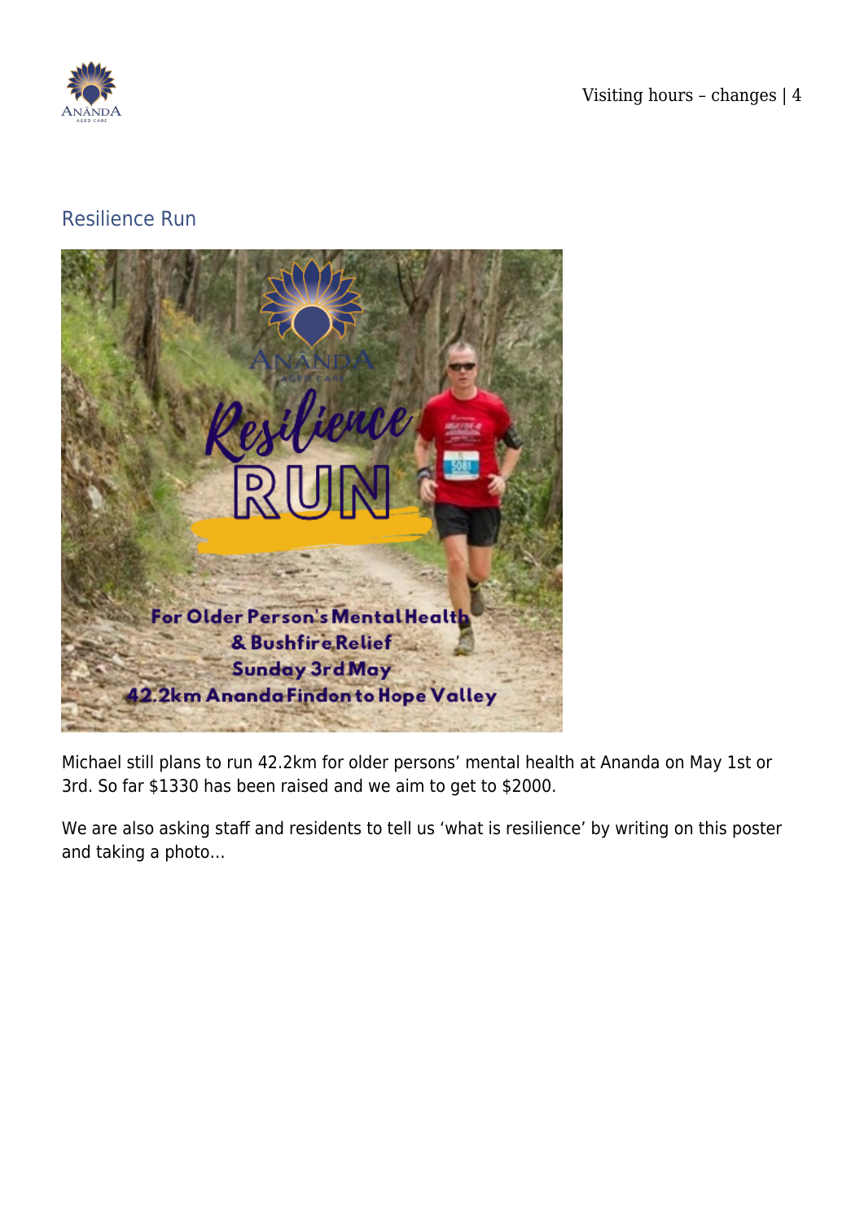## Resilience Run

Michael still plans to run 42.2km for older persons' mental health at Ananda on May 1st or 3rd. So far $1330 has been raised and we aim to get to $2000.

We are also asking staff and residents to tell us 'what is resilience' by writing on this poster and taking a photo…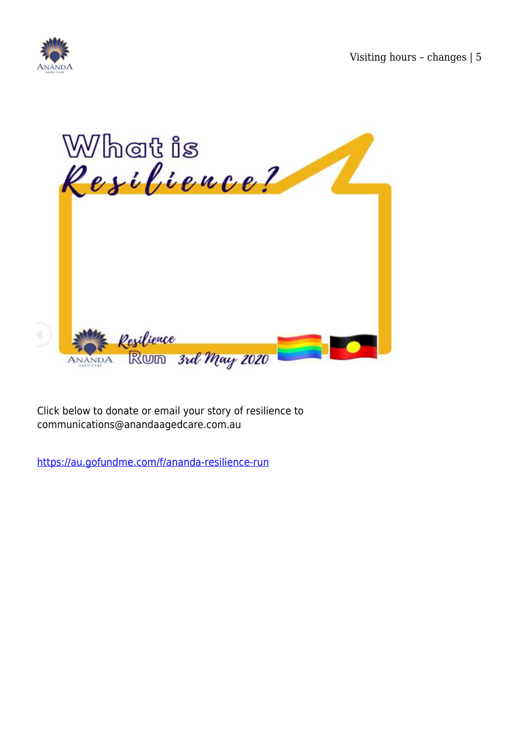What is Resilience?

Resilience Run 3rd May 2020

Click below to donate or email your story of resilience to communications@anandaagedcare.com.au

https://au.gofundme.com/f/ananda-resilience-run